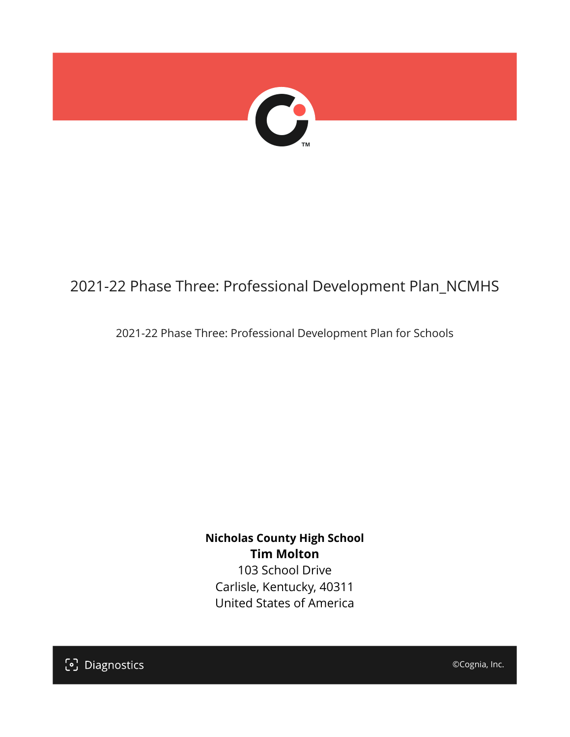# 2021-22 Phase Three: Professional Development Plan_NCMHS

2021-22 Phase Three: Professional Development Plan for Schools

**Nicholas County High School**
**Tim Molton**
103 School Drive
Carlisle, Kentucky, 40311
United States of America

Diagnostics

©Cognia, Inc.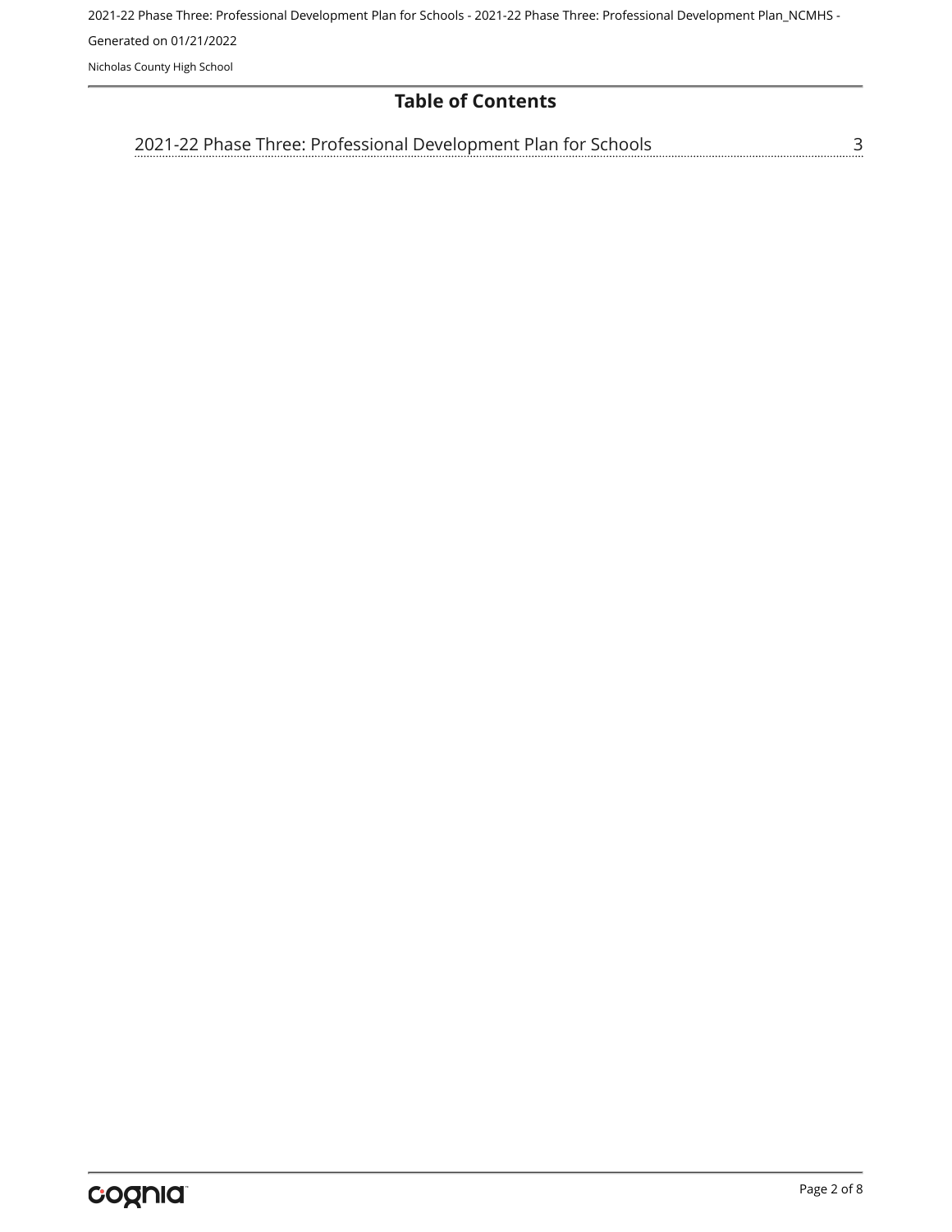# Table of Contents

2021-22 Phase Three: Professional Development Plan for Schools ........ 3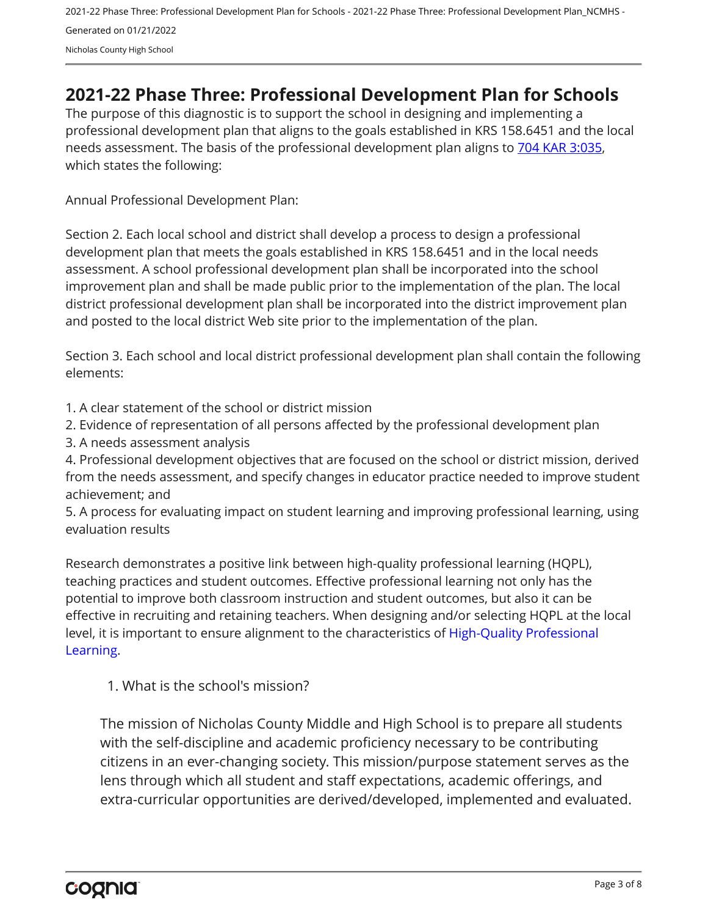# 2021-22 Phase Three: Professional Development Plan for Schools

The purpose of this diagnostic is to support the school in designing and implementing a professional development plan that aligns to the goals established in KRS 158.6451 and the local needs assessment. The basis of the professional development plan aligns to [704 KAR 3:035](), which states the following:

Annual Professional Development Plan:

Section 2. Each local school and district shall develop a process to design a professional development plan that meets the goals established in KRS 158.6451 and in the local needs assessment. A school professional development plan shall be incorporated into the school improvement plan and shall be made public prior to the implementation of the plan. The local district professional development plan shall be incorporated into the district improvement plan and posted to the local district Web site prior to the implementation of the plan.

Section 3. Each school and local district professional development plan shall contain the following elements:

1. A clear statement of the school or district mission
2. Evidence of representation of all persons affected by the professional development plan
3. A needs assessment analysis
4. Professional development objectives that are focused on the school or district mission, derived from the needs assessment, and specify changes in educator practice needed to improve student achievement; and
5. A process for evaluating impact on student learning and improving professional learning, using evaluation results

Research demonstrates a positive link between high-quality professional learning (HQPL), teaching practices and student outcomes. Effective professional learning not only has the potential to improve both classroom instruction and student outcomes, but also it can be effective in recruiting and retaining teachers. When designing and/or selecting HQPL at the local level, it is important to ensure alignment to the characteristics of [High-Quality Professional Learning]().

1. What is the school's mission?

The mission of Nicholas County Middle and High School is to prepare all students with the self-discipline and academic proficiency necessary to be contributing citizens in an ever-changing society. This mission/purpose statement serves as the lens through which all student and staff expectations, academic offerings, and extra-curricular opportunities are derived/developed, implemented and evaluated.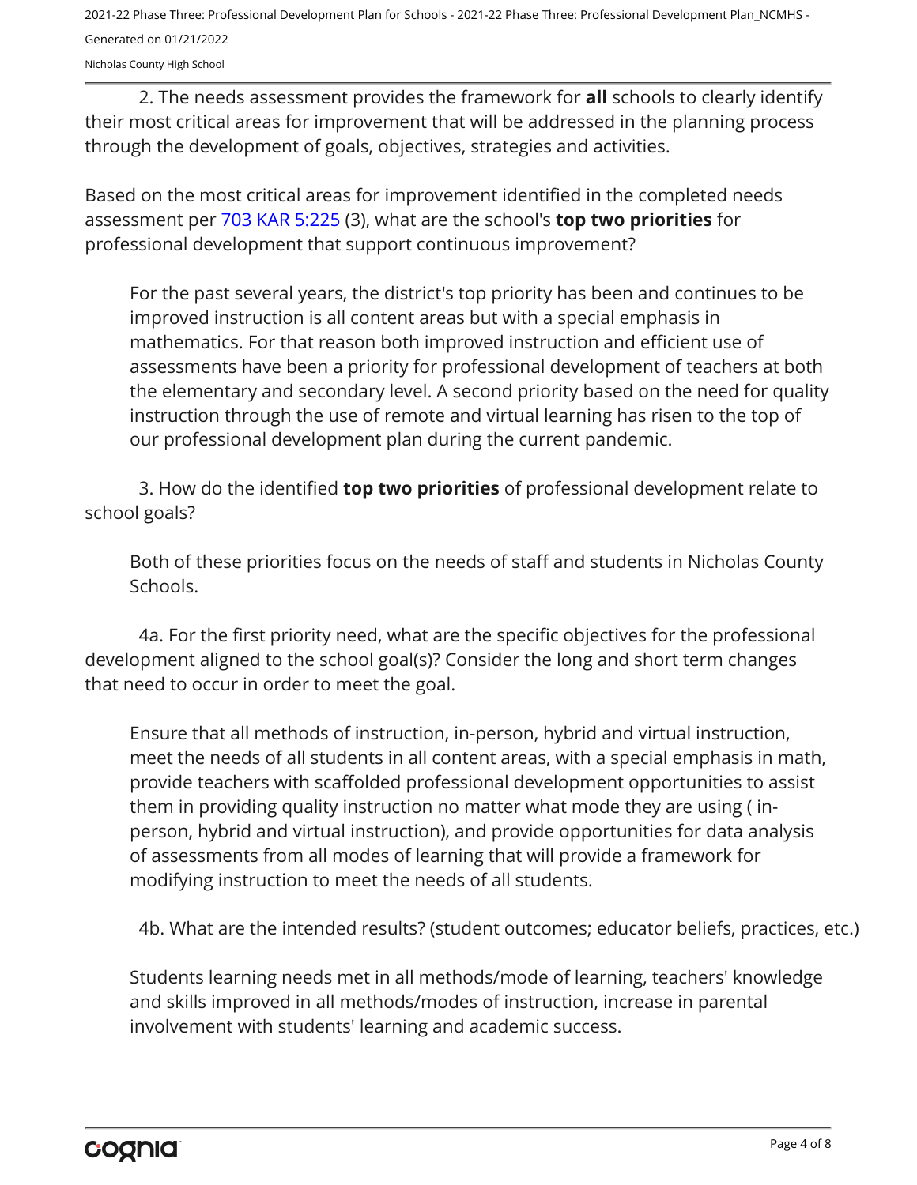2. The needs assessment provides the framework for **all** schools to clearly identify their most critical areas for improvement that will be addressed in the planning process through the development of goals, objectives, strategies and activities.

Based on the most critical areas for improvement identified in the completed needs assessment per [703 KAR 5:225](#) (3), what are the school's **top two priorities** for professional development that support continuous improvement?

For the past several years, the district's top priority has been and continues to be improved instruction is all content areas but with a special emphasis in mathematics. For that reason both improved instruction and efficient use of assessments have been a priority for professional development of teachers at both the elementary and secondary level. A second priority based on the need for quality instruction through the use of remote and virtual learning has risen to the top of our professional development plan during the current pandemic.

3. How do the identified **top two priorities** of professional development relate to school goals?

Both of these priorities focus on the needs of staff and students in Nicholas County Schools.

4a. For the first priority need, what are the specific objectives for the professional development aligned to the school goal(s)? Consider the long and short term changes that need to occur in order to meet the goal.

Ensure that all methods of instruction, in-person, hybrid and virtual instruction, meet the needs of all students in all content areas, with a special emphasis in math, provide teachers with scaffolded professional development opportunities to assist them in providing quality instruction no matter what mode they are using ( in-person, hybrid and virtual instruction), and provide opportunities for data analysis of assessments from all modes of learning that will provide a framework for modifying instruction to meet the needs of all students.

4b. What are the intended results? (student outcomes; educator beliefs, practices, etc.)

Students learning needs met in all methods/mode of learning, teachers' knowledge and skills improved in all methods/modes of instruction, increase in parental involvement with students' learning and academic success.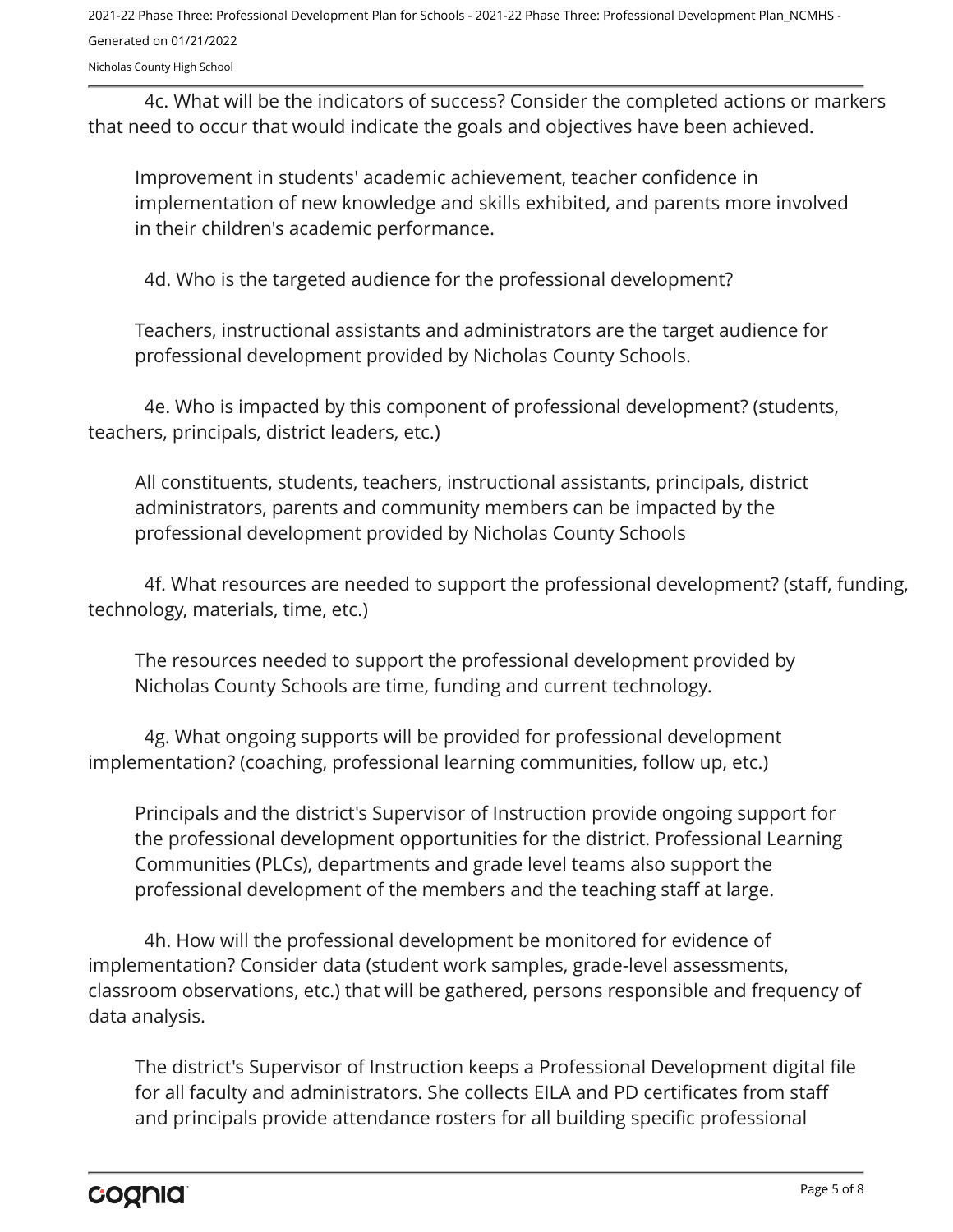4c. What will be the indicators of success? Consider the completed actions or markers that need to occur that would indicate the goals and objectives have been achieved.

Improvement in students' academic achievement, teacher confidence in implementation of new knowledge and skills exhibited, and parents more involved in their children's academic performance.

4d. Who is the targeted audience for the professional development?

Teachers, instructional assistants and administrators are the target audience for professional development provided by Nicholas County Schools.

4e. Who is impacted by this component of professional development? (students, teachers, principals, district leaders, etc.)

All constituents, students, teachers, instructional assistants, principals, district administrators, parents and community members can be impacted by the professional development provided by Nicholas County Schools

4f. What resources are needed to support the professional development? (staff, funding, technology, materials, time, etc.)

The resources needed to support the professional development provided by Nicholas County Schools are time, funding and current technology.

4g. What ongoing supports will be provided for professional development implementation? (coaching, professional learning communities, follow up, etc.)

Principals and the district's Supervisor of Instruction provide ongoing support for the professional development opportunities for the district. Professional Learning Communities (PLCs), departments and grade level teams also support the professional development of the members and the teaching staff at large.

4h. How will the professional development be monitored for evidence of implementation? Consider data (student work samples, grade-level assessments, classroom observations, etc.) that will be gathered, persons responsible and frequency of data analysis.

The district's Supervisor of Instruction keeps a Professional Development digital file for all faculty and administrators. She collects EILA and PD certificates from staff and principals provide attendance rosters for all building specific professional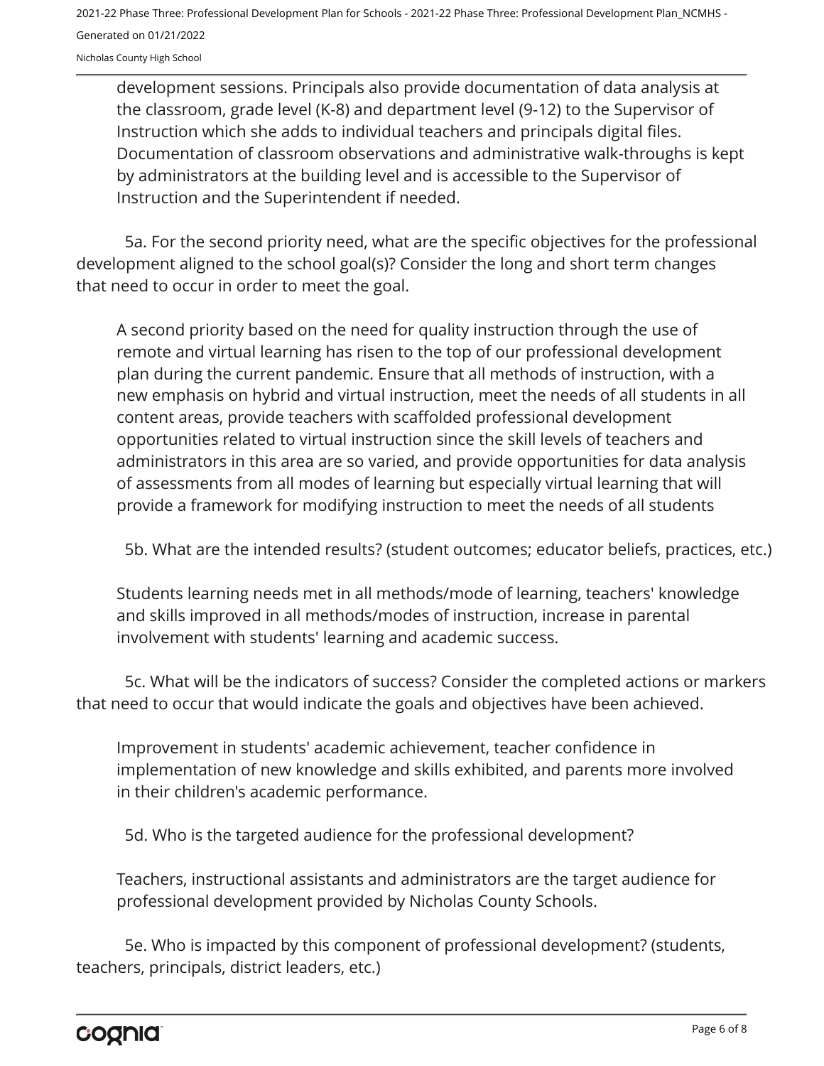development sessions. Principals also provide documentation of data analysis at the classroom, grade level (K-8) and department level (9-12) to the Supervisor of Instruction which she adds to individual teachers and principals digital files. Documentation of classroom observations and administrative walk-throughs is kept by administrators at the building level and is accessible to the Supervisor of Instruction and the Superintendent if needed.

5a. For the second priority need, what are the specific objectives for the professional development aligned to the school goal(s)? Consider the long and short term changes that need to occur in order to meet the goal.

A second priority based on the need for quality instruction through the use of remote and virtual learning has risen to the top of our professional development plan during the current pandemic. Ensure that all methods of instruction, with a new emphasis on hybrid and virtual instruction, meet the needs of all students in all content areas, provide teachers with scaffolded professional development opportunities related to virtual instruction since the skill levels of teachers and administrators in this area are so varied, and provide opportunities for data analysis of assessments from all modes of learning but especially virtual learning that will provide a framework for modifying instruction to meet the needs of all students

5b. What are the intended results? (student outcomes; educator beliefs, practices, etc.)

Students learning needs met in all methods/mode of learning, teachers' knowledge and skills improved in all methods/modes of instruction, increase in parental involvement with students' learning and academic success.

5c. What will be the indicators of success? Consider the completed actions or markers that need to occur that would indicate the goals and objectives have been achieved.

Improvement in students' academic achievement, teacher confidence in implementation of new knowledge and skills exhibited, and parents more involved in their children's academic performance.

5d. Who is the targeted audience for the professional development?

Teachers, instructional assistants and administrators are the target audience for professional development provided by Nicholas County Schools.

5e. Who is impacted by this component of professional development? (students, teachers, principals, district leaders, etc.)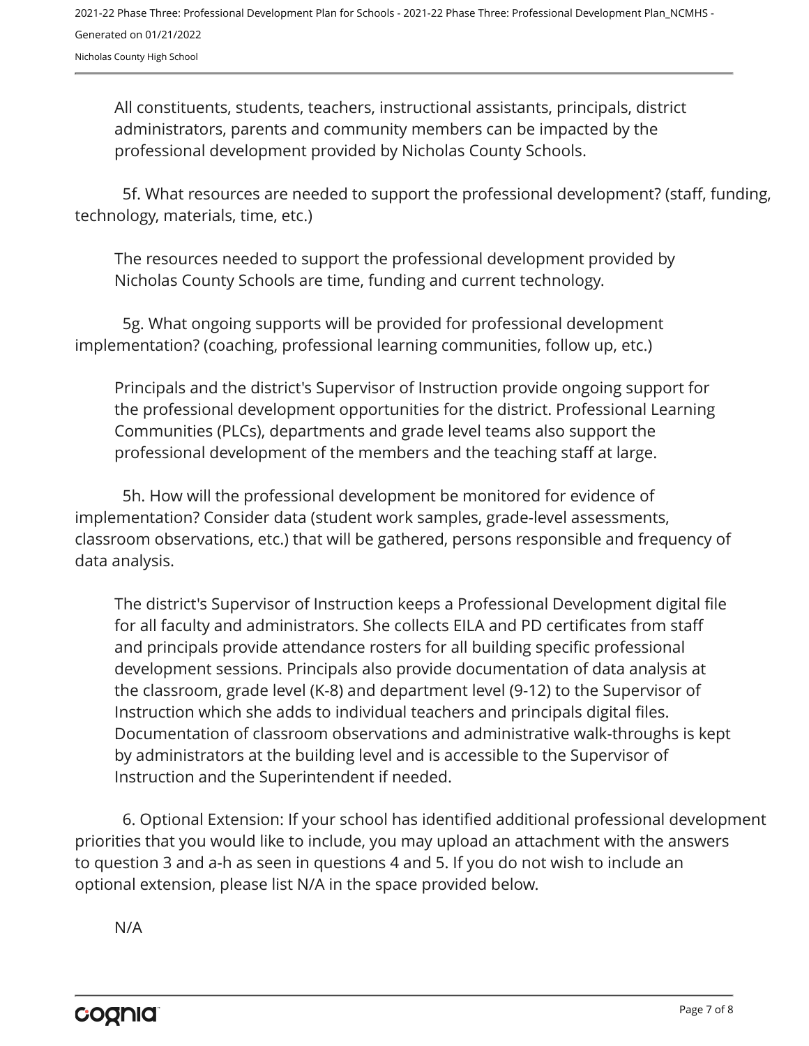All constituents, students, teachers, instructional assistants, principals, district administrators, parents and community members can be impacted by the professional development provided by Nicholas County Schools.

5f. What resources are needed to support the professional development? (staff, funding, technology, materials, time, etc.)

The resources needed to support the professional development provided by Nicholas County Schools are time, funding and current technology.

5g. What ongoing supports will be provided for professional development implementation? (coaching, professional learning communities, follow up, etc.)

Principals and the district's Supervisor of Instruction provide ongoing support for the professional development opportunities for the district. Professional Learning Communities (PLCs), departments and grade level teams also support the professional development of the members and the teaching staff at large.

5h. How will the professional development be monitored for evidence of implementation? Consider data (student work samples, grade-level assessments, classroom observations, etc.) that will be gathered, persons responsible and frequency of data analysis.

The district's Supervisor of Instruction keeps a Professional Development digital file for all faculty and administrators. She collects EILA and PD certificates from staff and principals provide attendance rosters for all building specific professional development sessions. Principals also provide documentation of data analysis at the classroom, grade level (K-8) and department level (9-12) to the Supervisor of Instruction which she adds to individual teachers and principals digital files. Documentation of classroom observations and administrative walk-throughs is kept by administrators at the building level and is accessible to the Supervisor of Instruction and the Superintendent if needed.

6. Optional Extension: If your school has identified additional professional development priorities that you would like to include, you may upload an attachment with the answers to question 3 and a-h as seen in questions 4 and 5. If you do not wish to include an optional extension, please list N/A in the space provided below.

N/A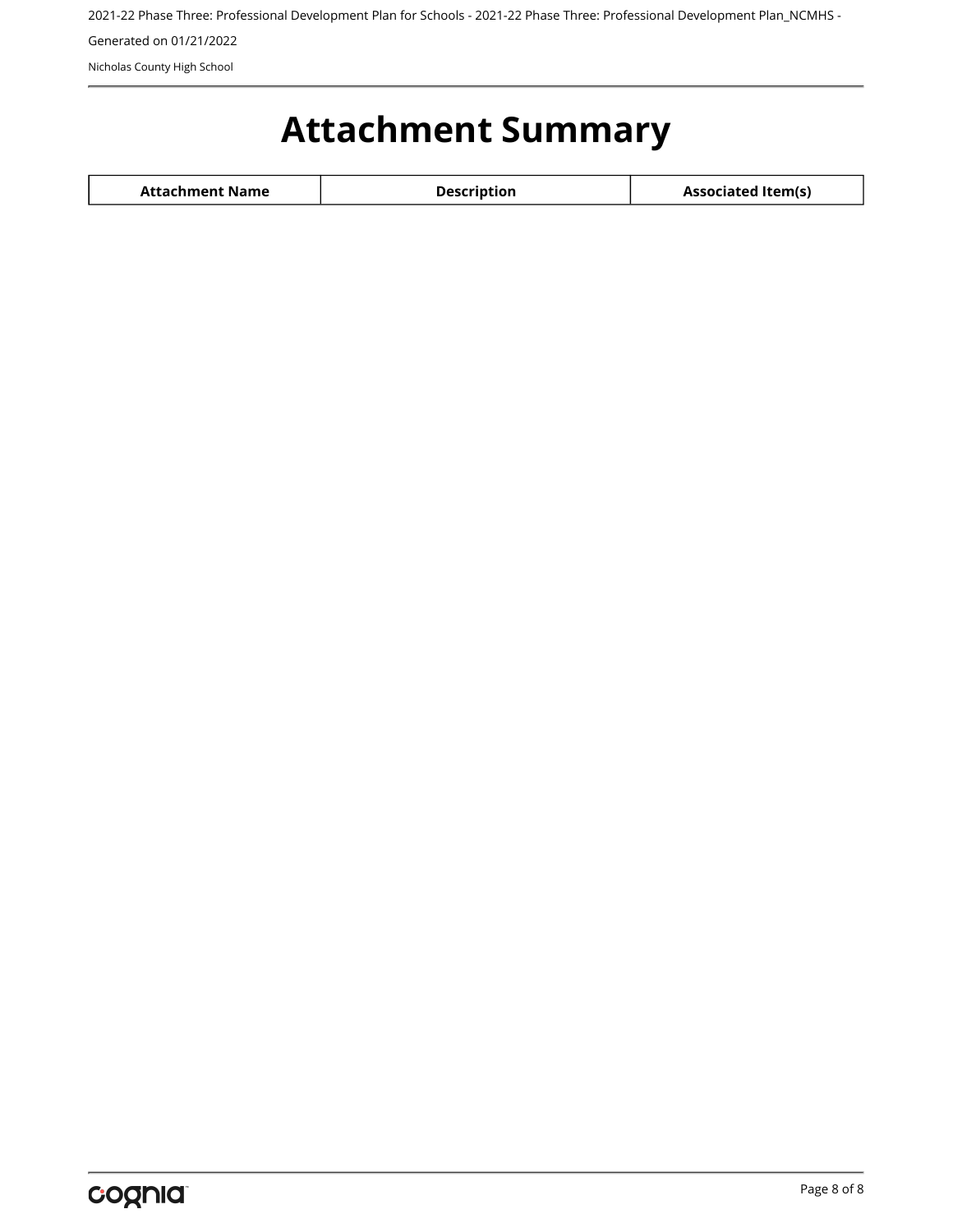# Attachment Summary

| Attachment Name | Description | Associated Item(s) |
| --- | --- | --- |